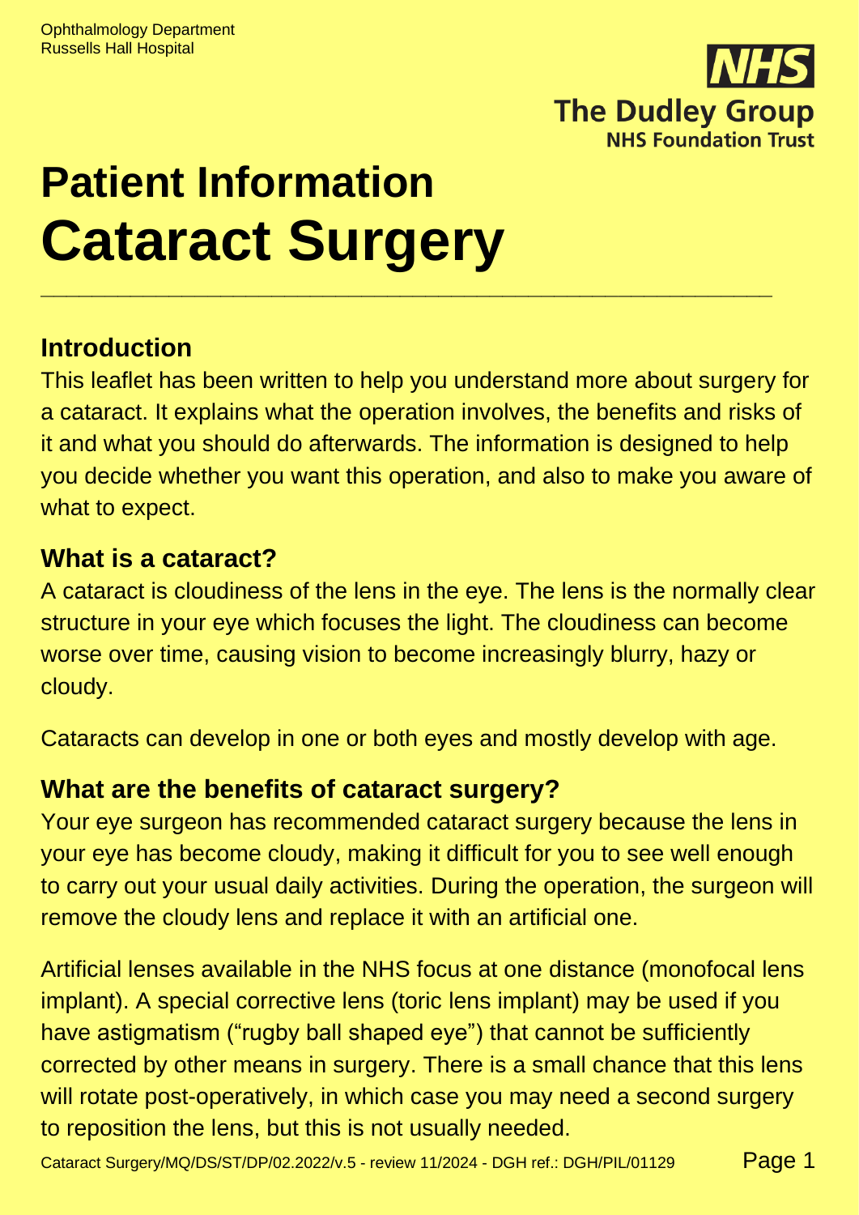Ophthalmology Department
Russells Hall Hospital

**NHS**
**The Dudley Group**
**NHS Foundation Trust**

# Patient Information
# Cataract Surgery

---

## Introduction

This leaflet has been written to help you understand more about surgery for a cataract. It explains what the operation involves, the benefits and risks of it and what you should do afterwards. The information is designed to help you decide whether you want this operation, and also to make you aware of what to expect.

## What is a cataract?

A cataract is cloudiness of the lens in the eye. The lens is the normally clear structure in your eye which focuses the light. The cloudiness can become worse over time, causing vision to become increasingly blurry, hazy or cloudy.

Cataracts can develop in one or both eyes and mostly develop with age.

## What are the benefits of cataract surgery?

Your eye surgeon has recommended cataract surgery because the lens in your eye has become cloudy, making it difficult for you to see well enough to carry out your usual daily activities. During the operation, the surgeon will remove the cloudy lens and replace it with an artificial one.

Artificial lenses available in the NHS focus at one distance (monofocal lens implant). A special corrective lens (toric lens implant) may be used if you have astigmatism ("rugby ball shaped eye") that cannot be sufficiently corrected by other means in surgery. There is a small chance that this lens will rotate post-operatively, in which case you may need a second surgery to reposition the lens, but this is not usually needed.

Cataract Surgery/MQ/DS/ST/DP/02.2022/v.5 - review 11/2024 - DGH ref.: DGH/PIL/01129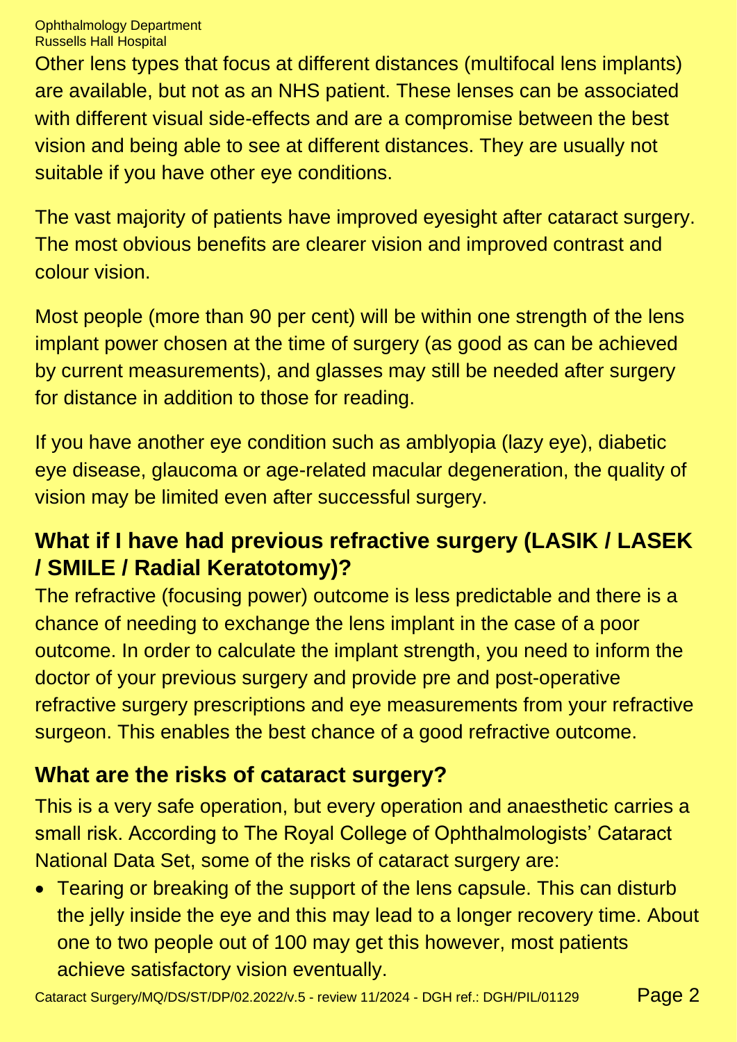Other lens types that focus at different distances (multifocal lens implants) are available, but not as an NHS patient. These lenses can be associated with different visual side-effects and are a compromise between the best vision and being able to see at different distances. They are usually not suitable if you have other eye conditions.

The vast majority of patients have improved eyesight after cataract surgery. The most obvious benefits are clearer vision and improved contrast and colour vision.

Most people (more than 90 per cent) will be within one strength of the lens implant power chosen at the time of surgery (as good as can be achieved by current measurements), and glasses may still be needed after surgery for distance in addition to those for reading.

If you have another eye condition such as amblyopia (lazy eye), diabetic eye disease, glaucoma or age-related macular degeneration, the quality of vision may be limited even after successful surgery.

## What if I have had previous refractive surgery (LASIK / LASEK / SMILE / Radial Keratotomy)?

The refractive (focusing power) outcome is less predictable and there is a chance of needing to exchange the lens implant in the case of a poor outcome. In order to calculate the implant strength, you need to inform the doctor of your previous surgery and provide pre and post-operative refractive surgery prescriptions and eye measurements from your refractive surgeon. This enables the best chance of a good refractive outcome.

## What are the risks of cataract surgery?

This is a very safe operation, but every operation and anaesthetic carries a small risk. According to The Royal College of Ophthalmologists' Cataract National Data Set, some of the risks of cataract surgery are:

- Tearing or breaking of the support of the lens capsule. This can disturb the jelly inside the eye and this may lead to a longer recovery time. About one to two people out of 100 may get this however, most patients achieve satisfactory vision eventually.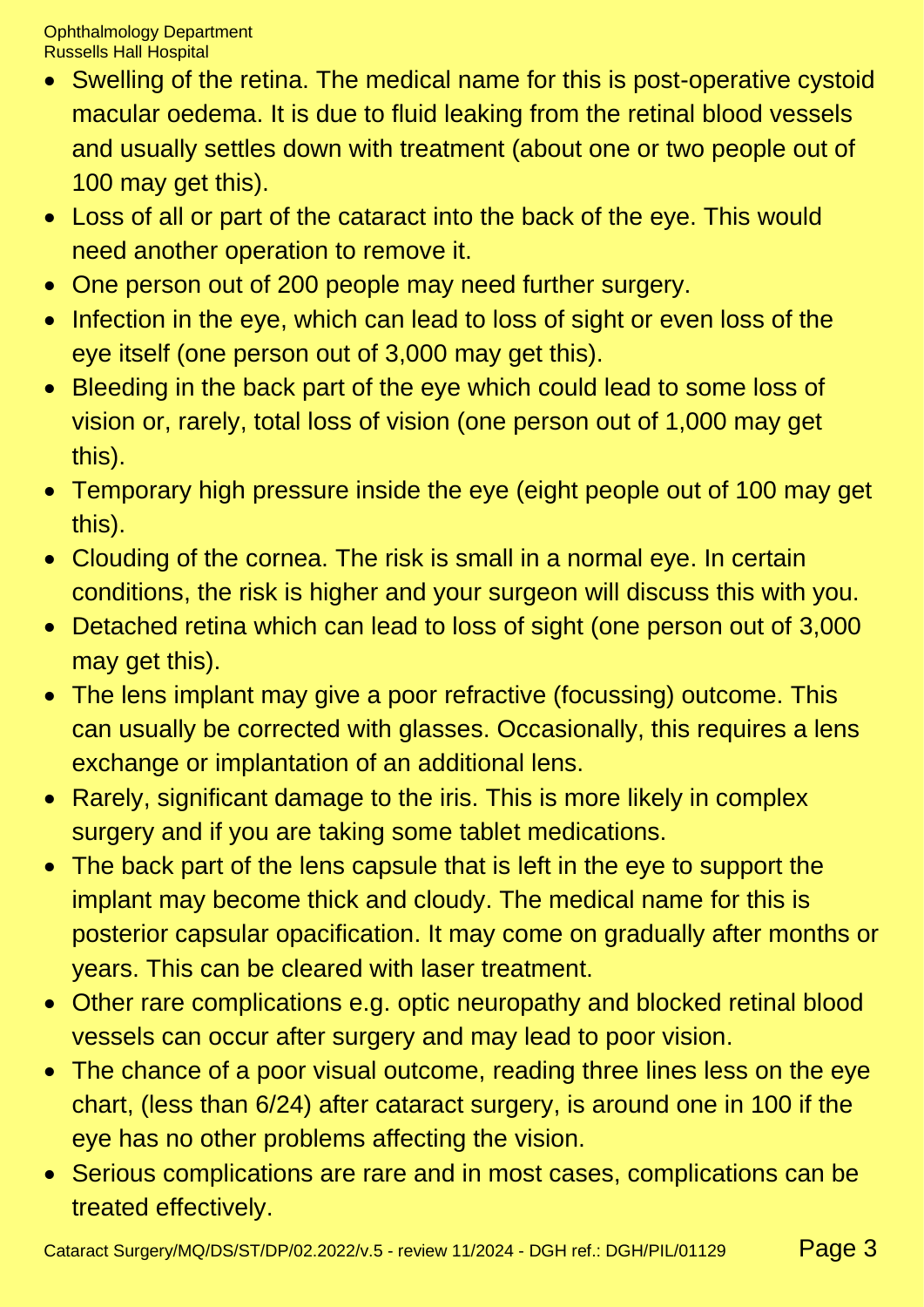- Swelling of the retina. The medical name for this is post-operative cystoid macular oedema. It is due to fluid leaking from the retinal blood vessels and usually settles down with treatment (about one or two people out of 100 may get this).
- Loss of all or part of the cataract into the back of the eye. This would need another operation to remove it.
- One person out of 200 people may need further surgery.
- Infection in the eye, which can lead to loss of sight or even loss of the eye itself (one person out of 3,000 may get this).
- Bleeding in the back part of the eye which could lead to some loss of vision or, rarely, total loss of vision (one person out of 1,000 may get this).
- Temporary high pressure inside the eye (eight people out of 100 may get this).
- Clouding of the cornea. The risk is small in a normal eye. In certain conditions, the risk is higher and your surgeon will discuss this with you.
- Detached retina which can lead to loss of sight (one person out of 3,000 may get this).
- The lens implant may give a poor refractive (focussing) outcome. This can usually be corrected with glasses. Occasionally, this requires a lens exchange or implantation of an additional lens.
- Rarely, significant damage to the iris. This is more likely in complex surgery and if you are taking some tablet medications.
- The back part of the lens capsule that is left in the eye to support the implant may become thick and cloudy. The medical name for this is posterior capsular opacification. It may come on gradually after months or years. This can be cleared with laser treatment.
- Other rare complications e.g. optic neuropathy and blocked retinal blood vessels can occur after surgery and may lead to poor vision.
- The chance of a poor visual outcome, reading three lines less on the eye chart, (less than 6/24) after cataract surgery, is around one in 100 if the eye has no other problems affecting the vision.
- Serious complications are rare and in most cases, complications can be treated effectively.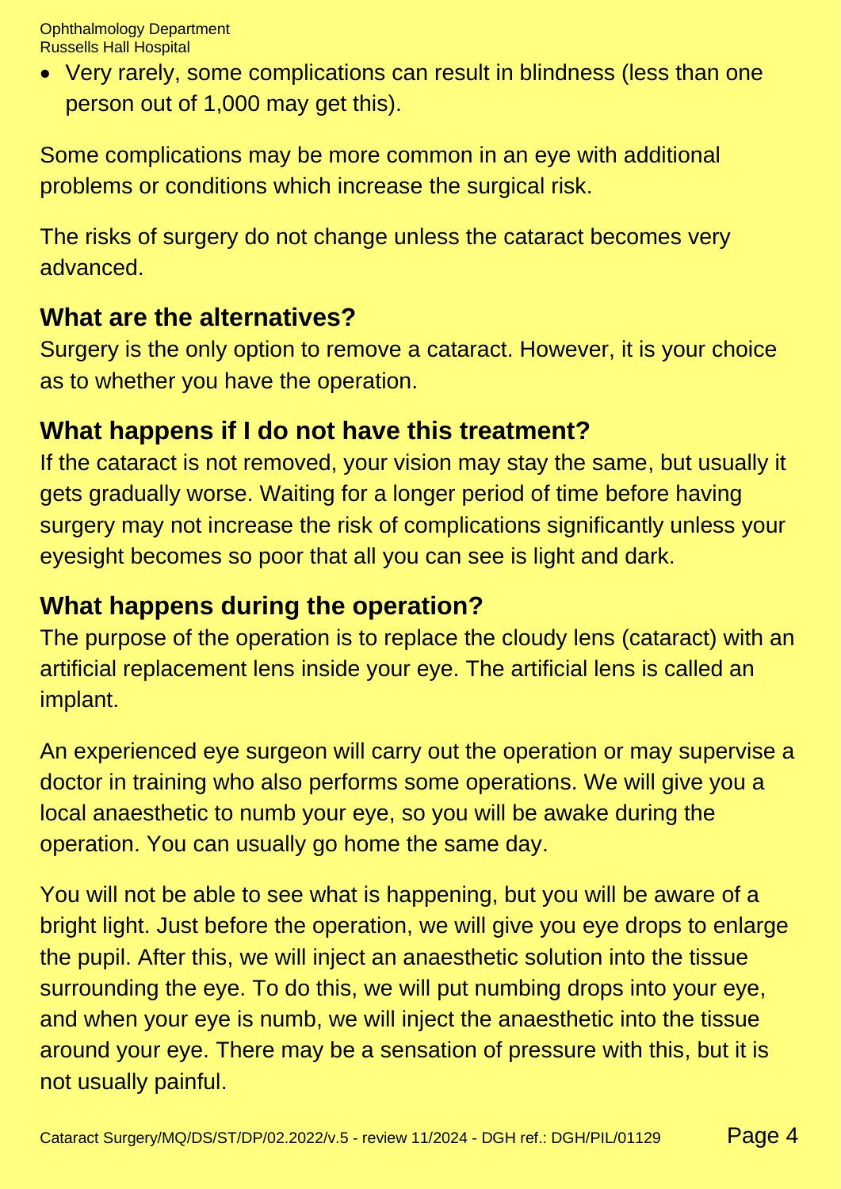- Very rarely, some complications can result in blindness (less than one person out of 1,000 may get this).

Some complications may be more common in an eye with additional problems or conditions which increase the surgical risk.

The risks of surgery do not change unless the cataract becomes very advanced.

## What are the alternatives?

Surgery is the only option to remove a cataract. However, it is your choice as to whether you have the operation.

## What happens if I do not have this treatment?

If the cataract is not removed, your vision may stay the same, but usually it gets gradually worse. Waiting for a longer period of time before having surgery may not increase the risk of complications significantly unless your eyesight becomes so poor that all you can see is light and dark.

## What happens during the operation?

The purpose of the operation is to replace the cloudy lens (cataract) with an artificial replacement lens inside your eye. The artificial lens is called an implant.

An experienced eye surgeon will carry out the operation or may supervise a doctor in training who also performs some operations. We will give you a local anaesthetic to numb your eye, so you will be awake during the operation. You can usually go home the same day.

You will not be able to see what is happening, but you will be aware of a bright light. Just before the operation, we will give you eye drops to enlarge the pupil. After this, we will inject an anaesthetic solution into the tissue surrounding the eye. To do this, we will put numbing drops into your eye, and when your eye is numb, we will inject the anaesthetic into the tissue around your eye. There may be a sensation of pressure with this, but it is not usually painful.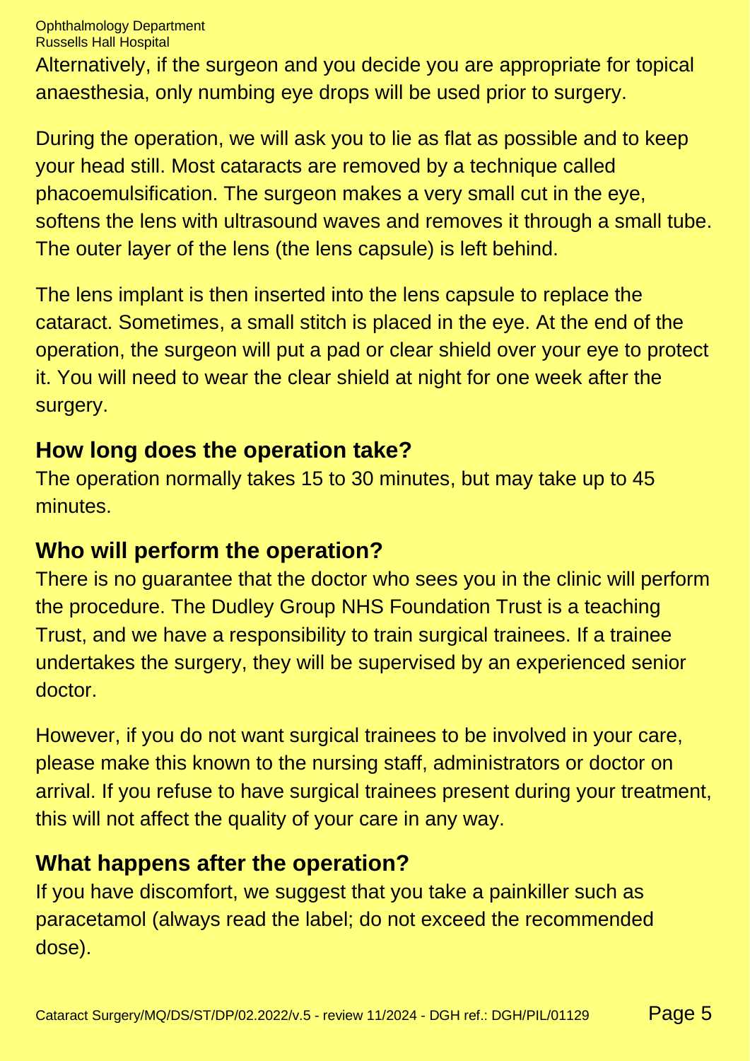Alternatively, if the surgeon and you decide you are appropriate for topical anaesthesia, only numbing eye drops will be used prior to surgery.

During the operation, we will ask you to lie as flat as possible and to keep your head still. Most cataracts are removed by a technique called phacoemulsification. The surgeon makes a very small cut in the eye, softens the lens with ultrasound waves and removes it through a small tube. The outer layer of the lens (the lens capsule) is left behind.

The lens implant is then inserted into the lens capsule to replace the cataract. Sometimes, a small stitch is placed in the eye. At the end of the operation, the surgeon will put a pad or clear shield over your eye to protect it. You will need to wear the clear shield at night for one week after the surgery.

## How long does the operation take?

The operation normally takes 15 to 30 minutes, but may take up to 45 minutes.

## Who will perform the operation?

There is no guarantee that the doctor who sees you in the clinic will perform the procedure. The Dudley Group NHS Foundation Trust is a teaching Trust, and we have a responsibility to train surgical trainees. If a trainee undertakes the surgery, they will be supervised by an experienced senior doctor.

However, if you do not want surgical trainees to be involved in your care, please make this known to the nursing staff, administrators or doctor on arrival. If you refuse to have surgical trainees present during your treatment, this will not affect the quality of your care in any way.

## What happens after the operation?

If you have discomfort, we suggest that you take a painkiller such as paracetamol (always read the label; do not exceed the recommended dose).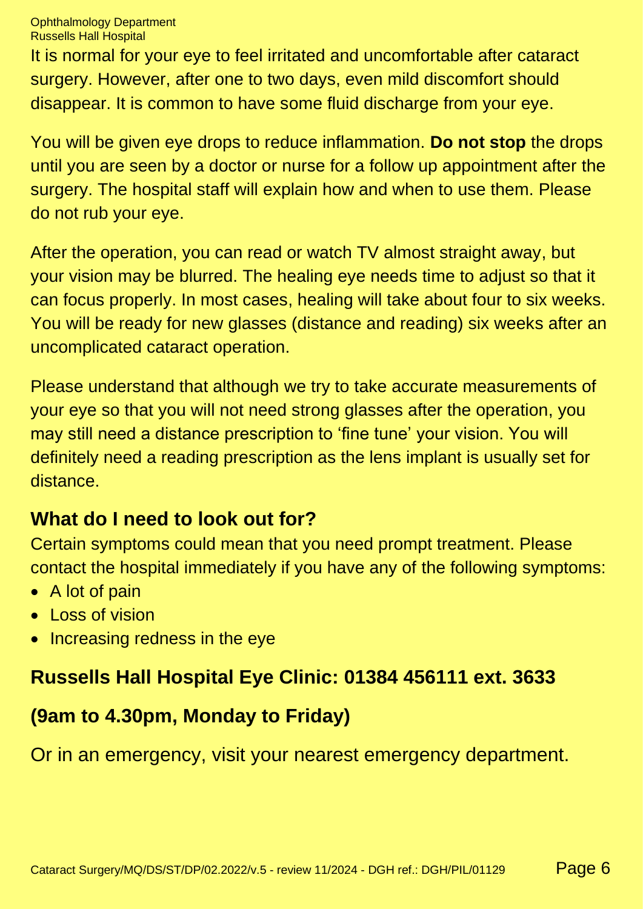It is normal for your eye to feel irritated and uncomfortable after cataract surgery. However, after one to two days, even mild discomfort should disappear. It is common to have some fluid discharge from your eye.

You will be given eye drops to reduce inflammation. **Do not stop** the drops until you are seen by a doctor or nurse for a follow up appointment after the surgery. The hospital staff will explain how and when to use them. Please do not rub your eye.

After the operation, you can read or watch TV almost straight away, but your vision may be blurred. The healing eye needs time to adjust so that it can focus properly. In most cases, healing will take about four to six weeks. You will be ready for new glasses (distance and reading) six weeks after an uncomplicated cataract operation.

Please understand that although we try to take accurate measurements of your eye so that you will not need strong glasses after the operation, you may still need a distance prescription to 'fine tune' your vision. You will definitely need a reading prescription as the lens implant is usually set for distance.

## What do I need to look out for?

Certain symptoms could mean that you need prompt treatment. Please contact the hospital immediately if you have any of the following symptoms:

- A lot of pain
- Loss of vision
- Increasing redness in the eye

**Russells Hall Hospital Eye Clinic: 01384 456111 ext. 3633**

**(9am to 4.30pm, Monday to Friday)**

Or in an emergency, visit your nearest emergency department.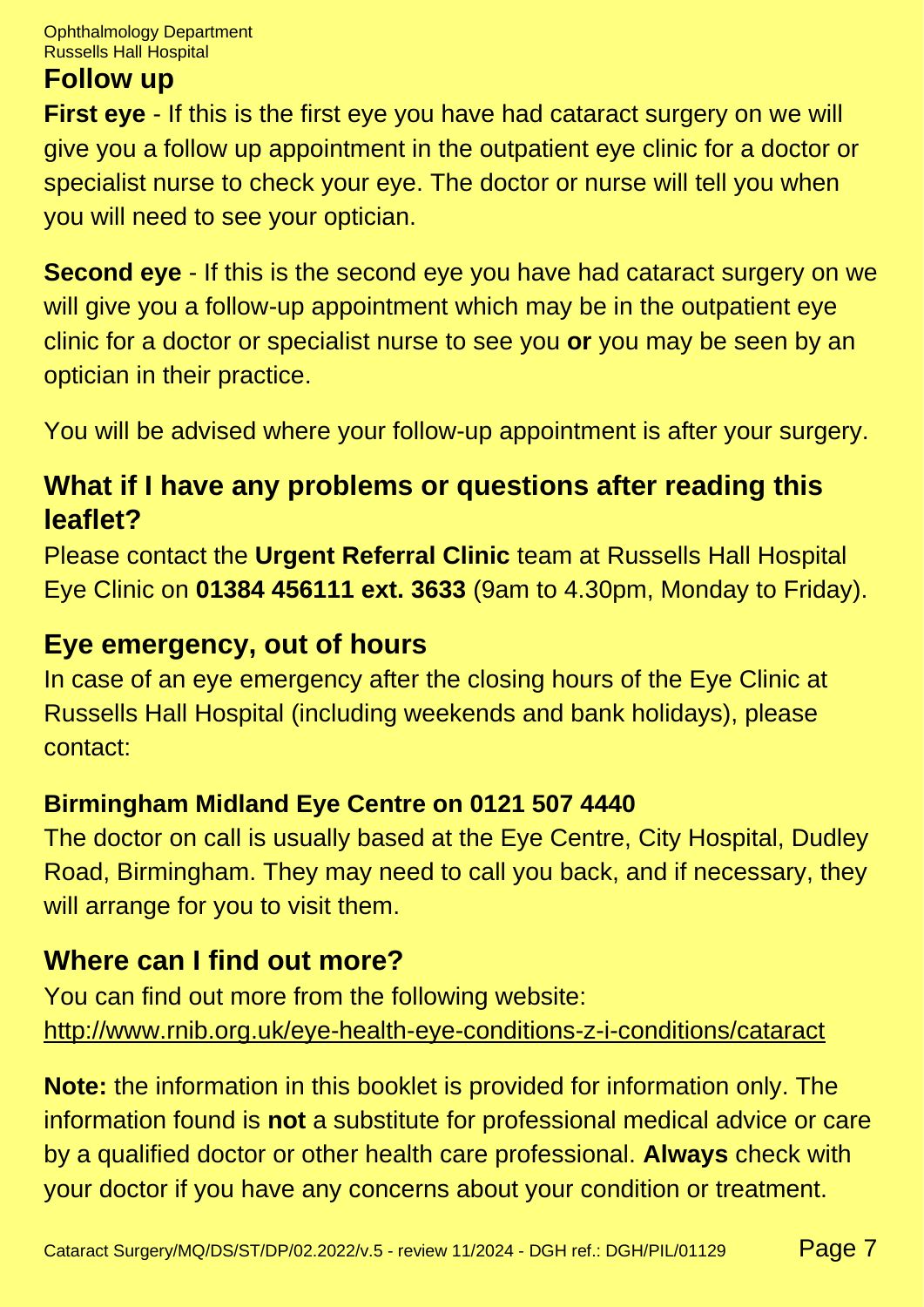## Follow up

**First eye** - If this is the first eye you have had cataract surgery on we will give you a follow up appointment in the outpatient eye clinic for a doctor or specialist nurse to check your eye. The doctor or nurse will tell you when you will need to see your optician.

**Second eye** - If this is the second eye you have had cataract surgery on we will give you a follow-up appointment which may be in the outpatient eye clinic for a doctor or specialist nurse to see you **or** you may be seen by an optician in their practice.

You will be advised where your follow-up appointment is after your surgery.

## What if I have any problems or questions after reading this leaflet?

Please contact the **Urgent Referral Clinic** team at Russells Hall Hospital Eye Clinic on **01384 456111 ext. 3633** (9am to 4.30pm, Monday to Friday).

## Eye emergency, out of hours

In case of an eye emergency after the closing hours of the Eye Clinic at Russells Hall Hospital (including weekends and bank holidays), please contact:

**Birmingham Midland Eye Centre on 0121 507 4440**

The doctor on call is usually based at the Eye Centre, City Hospital, Dudley Road, Birmingham. They may need to call you back, and if necessary, they will arrange for you to visit them.

## Where can I find out more?

You can find out more from the following website:
http://www.rnib.org.uk/eye-health-eye-conditions-z-i-conditions/cataract

**Note:** the information in this booklet is provided for information only. The information found is **not** a substitute for professional medical advice or care by a qualified doctor or other health care professional. **Always** check with your doctor if you have any concerns about your condition or treatment.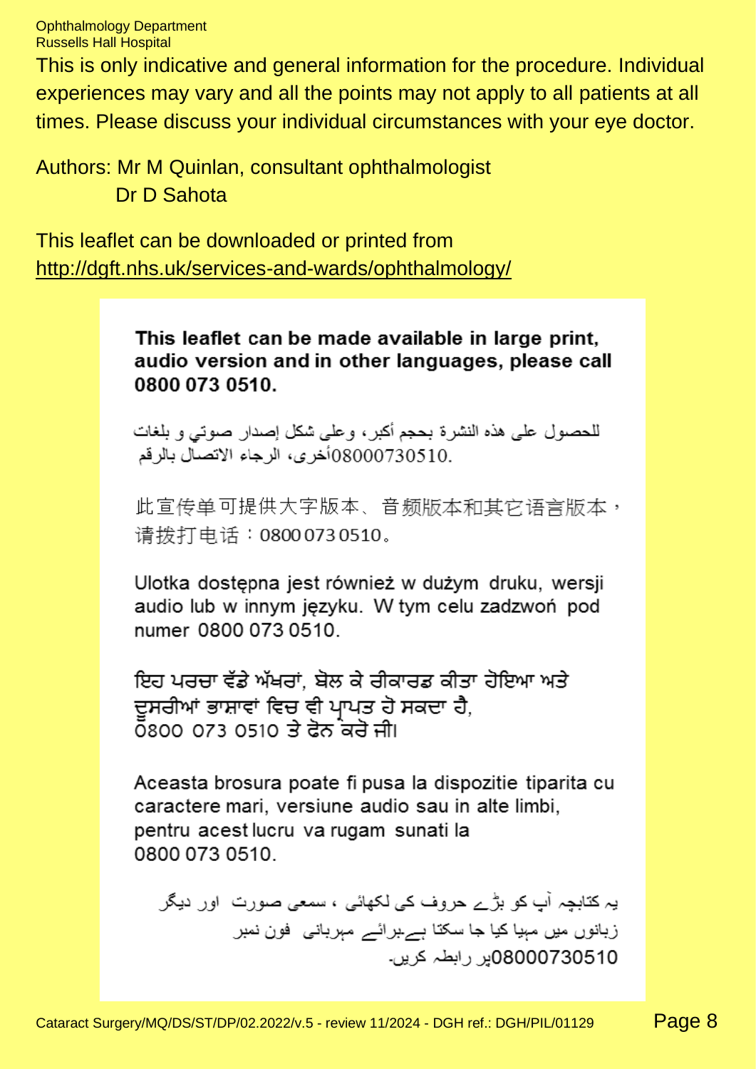Ophthalmology Department
Russells Hall Hospital

This is only indicative and general information for the procedure. Individual experiences may vary and all the points may not apply to all patients at all times. Please discuss your individual circumstances with your eye doctor.

Authors: Mr M Quinlan, consultant ophthalmologist
Dr D Sahota

This leaflet can be downloaded or printed from
http://dgft.nhs.uk/services-and-wards/ophthalmology/

**This leaflet can be made available in large print, audio version and in other languages, please call 0800 073 0510.**

للحصول على هذه النشرة بحجم أكبر، وعلى شكل إصدار صوتي و بلغات أخرى، الرجاء الاتصال بالرقم 08000730510.

此宣传单可提供大字版本、音频版本和其它语言版本，请拨打电话：0800 073 0510。

Ulotka dostępna jest również w dużym druku, wersji audio lub w innym języku. W tym celu zadzwoń pod numer 0800 073 0510.

ਇਹ ਪਰਚਾ ਵੱਡੇ ਅੱਖਰਾਂ, ਬੋਲ ਕੇ ਰੀਕਾਰਡ ਕੀਤਾ ਹੋਇਆ ਅਤੇ ਦੂਸਰੀਆਂ ਭਾਸ਼ਾਵਾਂ ਵਿਚ ਵੀ ਪ੍ਰਾਪਤ ਹੋ ਸਕਦਾ ਹੈ, 0800 073 0510 ਤੇ ਫੋਨ ਕਰੋ ਜੀ।

Aceasta brosura poate fi pusa la dispozitie tiparita cu caractere mari, versiune audio sau in alte limbi, pentru acest lucru va rugam sunati la 0800 073 0510.

یہ کتابچہ آپ کو بڑے حروف کی لکھائی ، سمعی صورت اور دیگر زبانوں میں مہیا کیا جا سکتا ہے۔برائے مہربانی فون نمبر 08000730510پر رابطہ کریں۔

Cataract Surgery/MQ/DS/ST/DP/02.2022/v.5 - review 11/2024 - DGH ref.: DGH/PIL/01129